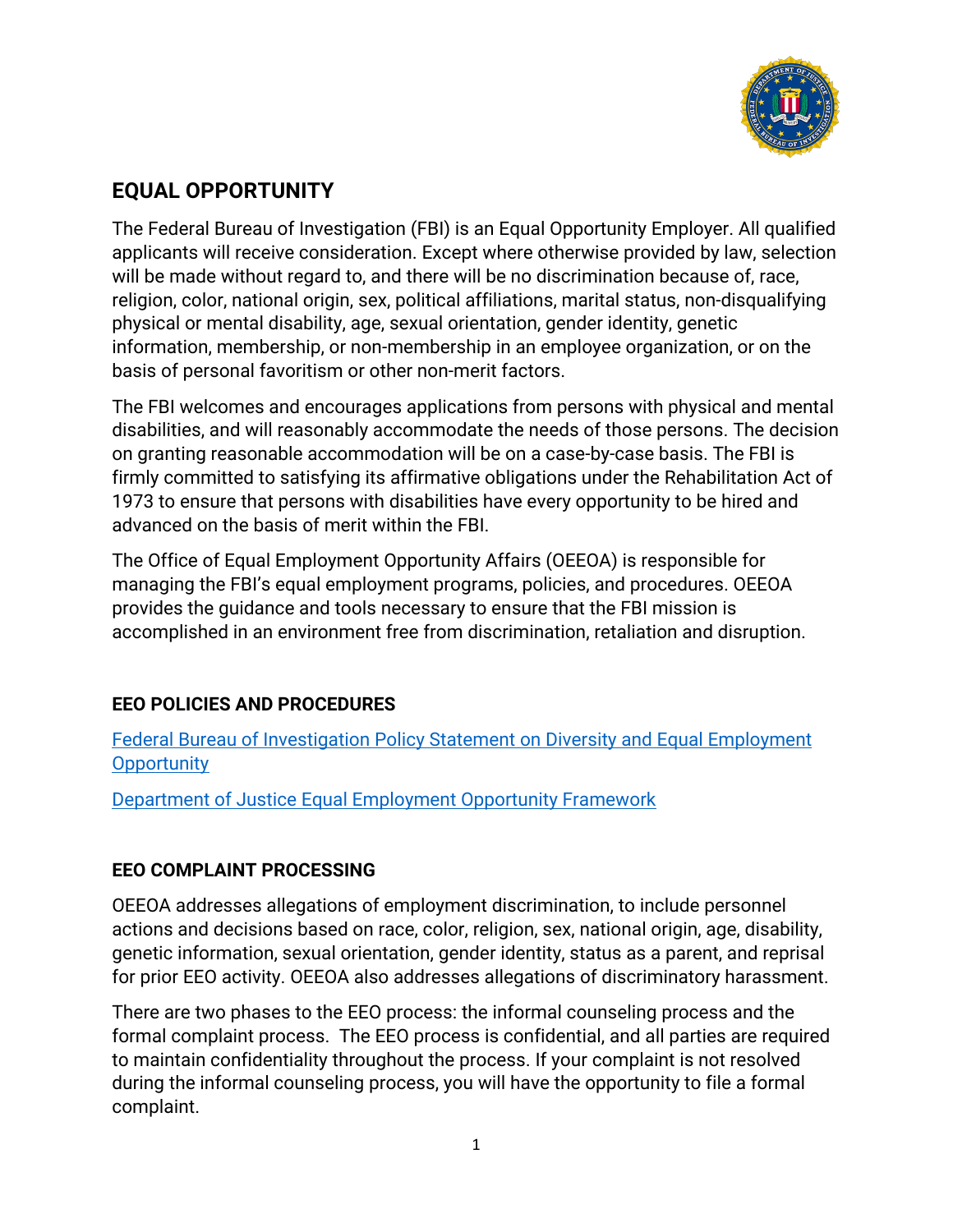## EQUAL OPPORTUNITY

The Federal Bureau of Investigation (FBI) is an Equal Opportunity Employer. All qualified applicants will receive consideration. Except where otherwise provided by law, selection will be made without regard to, and there will be no discrimination because of, race, religion, color, national origin, sex, political affiliations, marital status, non-disqualifying physical or mental disability, age, sexual orientation, gender identity, genetic information, membership, or non-membership in an employee organization, or on the basis of personal favoritism or other non-merit factors.

The FBI welcomes and encourages applications from persons with physical and mental disabilities, and will reasonably accommodate the needs of those persons. The decision on granting reasonable accommodation will be on a case-by-case basis. The FBI is firmly committed to satisfying its affirmative obligations under the Rehabilitation Act of 1973 to ensure that persons with disabilities have every opportunity to be hired and advanced on the basis of merit within the FBI.

The Office of Equal Employment Opportunity Affairs (OEEOA) is responsible for managing the FBI's equal employment programs, policies, and procedures. OEEOA provides the guidance and tools necessary to ensure that the FBI mission is accomplished in an environment free from discrimination, retaliation and disruption.

### EEO POLICIES AND PROCEDURES

Federal Bureau of Investigation Policy Statement on Diversity and Equal Employment Opportunity

Department of Justice Equal Employment Opportunity Framework

### EEO COMPLAINT PROCESSING

OEEOA addresses allegations of employment discrimination, to include personnel actions and decisions based on race, color, religion, sex, national origin, age, disability, genetic information, sexual orientation, gender identity, status as a parent, and reprisal for prior EEO activity. OEEOA also addresses allegations of discriminatory harassment.

There are two phases to the EEO process: the informal counseling process and the formal complaint process. The EEO process is confidential, and all parties are required to maintain confidentiality throughout the process. If your complaint is not resolved during the informal counseling process, you will have the opportunity to file a formal complaint.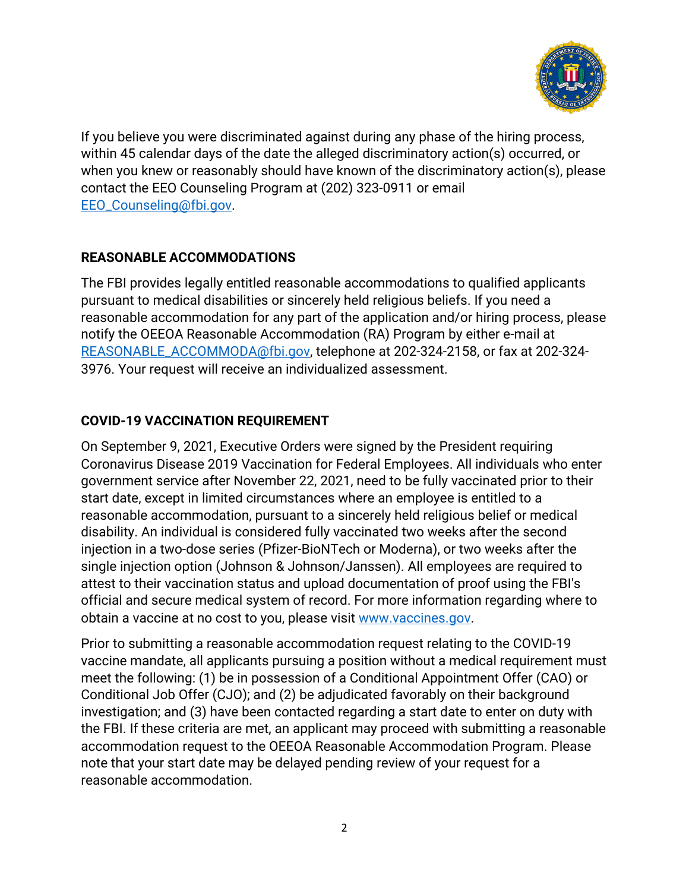If you believe you were discriminated against during any phase of the hiring process, within 45 calendar days of the date the alleged discriminatory action(s) occurred, or when you knew or reasonably should have known of the discriminatory action(s), please contact the EEO Counseling Program at (202) 323-0911 or email EEO_Counseling@fbi.gov.

**REASONABLE ACCOMMODATIONS**

The FBI provides legally entitled reasonable accommodations to qualified applicants pursuant to medical disabilities or sincerely held religious beliefs. If you need a reasonable accommodation for any part of the application and/or hiring process, please notify the OEEOA Reasonable Accommodation (RA) Program by either e-mail at REASONABLE_ACCOMMODA@fbi.gov, telephone at 202-324-2158, or fax at 202-324-3976. Your request will receive an individualized assessment.

**COVID-19 VACCINATION REQUIREMENT**

On September 9, 2021, Executive Orders were signed by the President requiring Coronavirus Disease 2019 Vaccination for Federal Employees. All individuals who enter government service after November 22, 2021, need to be fully vaccinated prior to their start date, except in limited circumstances where an employee is entitled to a reasonable accommodation, pursuant to a sincerely held religious belief or medical disability. An individual is considered fully vaccinated two weeks after the second injection in a two-dose series (Pfizer-BioNTech or Moderna), or two weeks after the single injection option (Johnson & Johnson/Janssen). All employees are required to attest to their vaccination status and upload documentation of proof using the FBI's official and secure medical system of record. For more information regarding where to obtain a vaccine at no cost to you, please visit www.vaccines.gov.

Prior to submitting a reasonable accommodation request relating to the COVID-19 vaccine mandate, all applicants pursuing a position without a medical requirement must meet the following: (1) be in possession of a Conditional Appointment Offer (CAO) or Conditional Job Offer (CJO); and (2) be adjudicated favorably on their background investigation; and (3) have been contacted regarding a start date to enter on duty with the FBI. If these criteria are met, an applicant may proceed with submitting a reasonable accommodation request to the OEEOA Reasonable Accommodation Program. Please note that your start date may be delayed pending review of your request for a reasonable accommodation.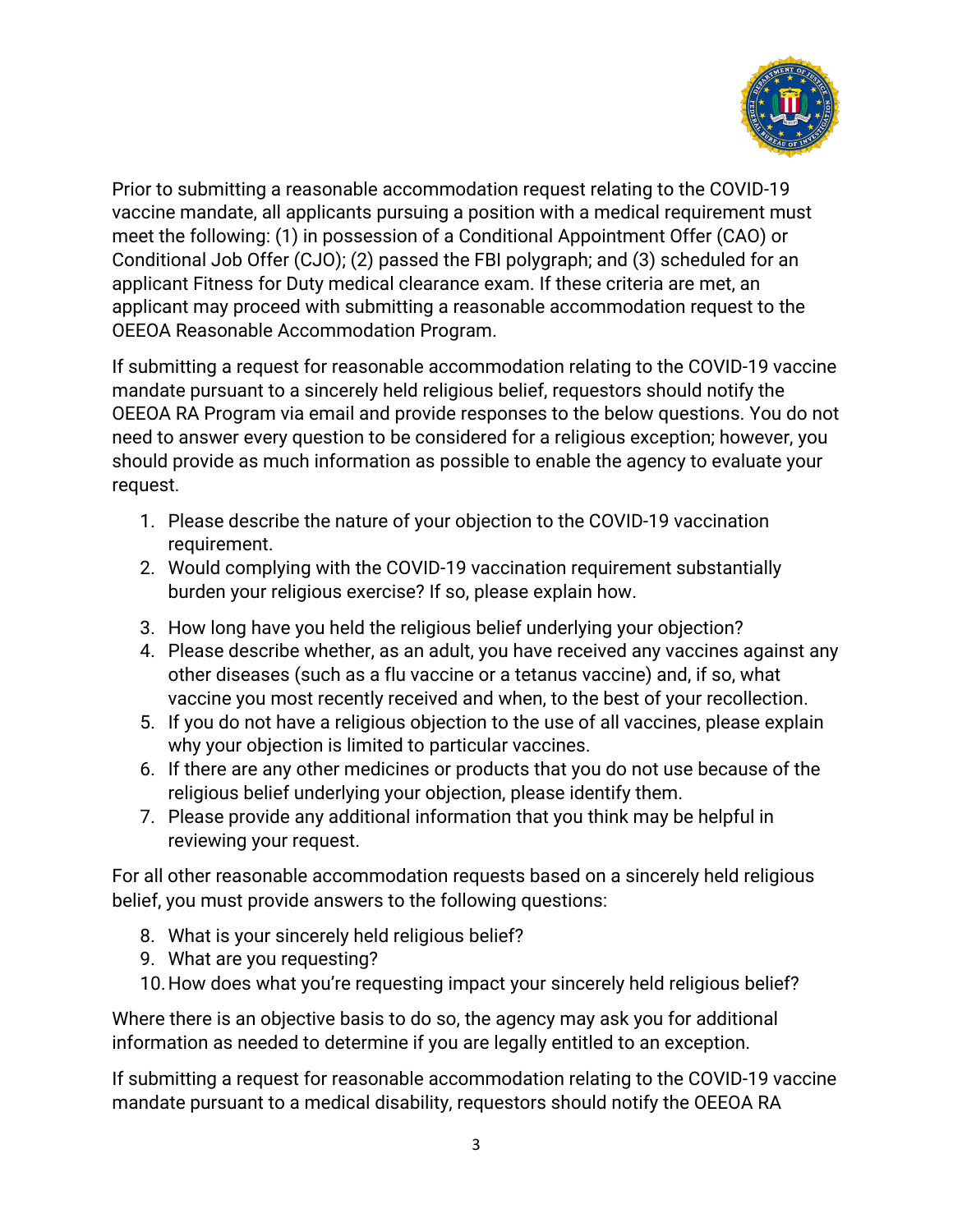Prior to submitting a reasonable accommodation request relating to the COVID-19 vaccine mandate, all applicants pursuing a position with a medical requirement must meet the following: (1) in possession of a Conditional Appointment Offer (CAO) or Conditional Job Offer (CJO); (2) passed the FBI polygraph; and (3) scheduled for an applicant Fitness for Duty medical clearance exam. If these criteria are met, an applicant may proceed with submitting a reasonable accommodation request to the OEEOA Reasonable Accommodation Program.

If submitting a request for reasonable accommodation relating to the COVID-19 vaccine mandate pursuant to a sincerely held religious belief, requestors should notify the OEEOA RA Program via email and provide responses to the below questions. You do not need to answer every question to be considered for a religious exception; however, you should provide as much information as possible to enable the agency to evaluate your request.

1. Please describe the nature of your objection to the COVID-19 vaccination requirement.
2. Would complying with the COVID-19 vaccination requirement substantially burden your religious exercise? If so, please explain how.
3. How long have you held the religious belief underlying your objection?
4. Please describe whether, as an adult, you have received any vaccines against any other diseases (such as a flu vaccine or a tetanus vaccine) and, if so, what vaccine you most recently received and when, to the best of your recollection.
5. If you do not have a religious objection to the use of all vaccines, please explain why your objection is limited to particular vaccines.
6. If there are any other medicines or products that you do not use because of the religious belief underlying your objection, please identify them.
7. Please provide any additional information that you think may be helpful in reviewing your request.

For all other reasonable accommodation requests based on a sincerely held religious belief, you must provide answers to the following questions:

8. What is your sincerely held religious belief?
9. What are you requesting?
10. How does what you're requesting impact your sincerely held religious belief?

Where there is an objective basis to do so, the agency may ask you for additional information as needed to determine if you are legally entitled to an exception.

If submitting a request for reasonable accommodation relating to the COVID-19 vaccine mandate pursuant to a medical disability, requestors should notify the OEEOA RA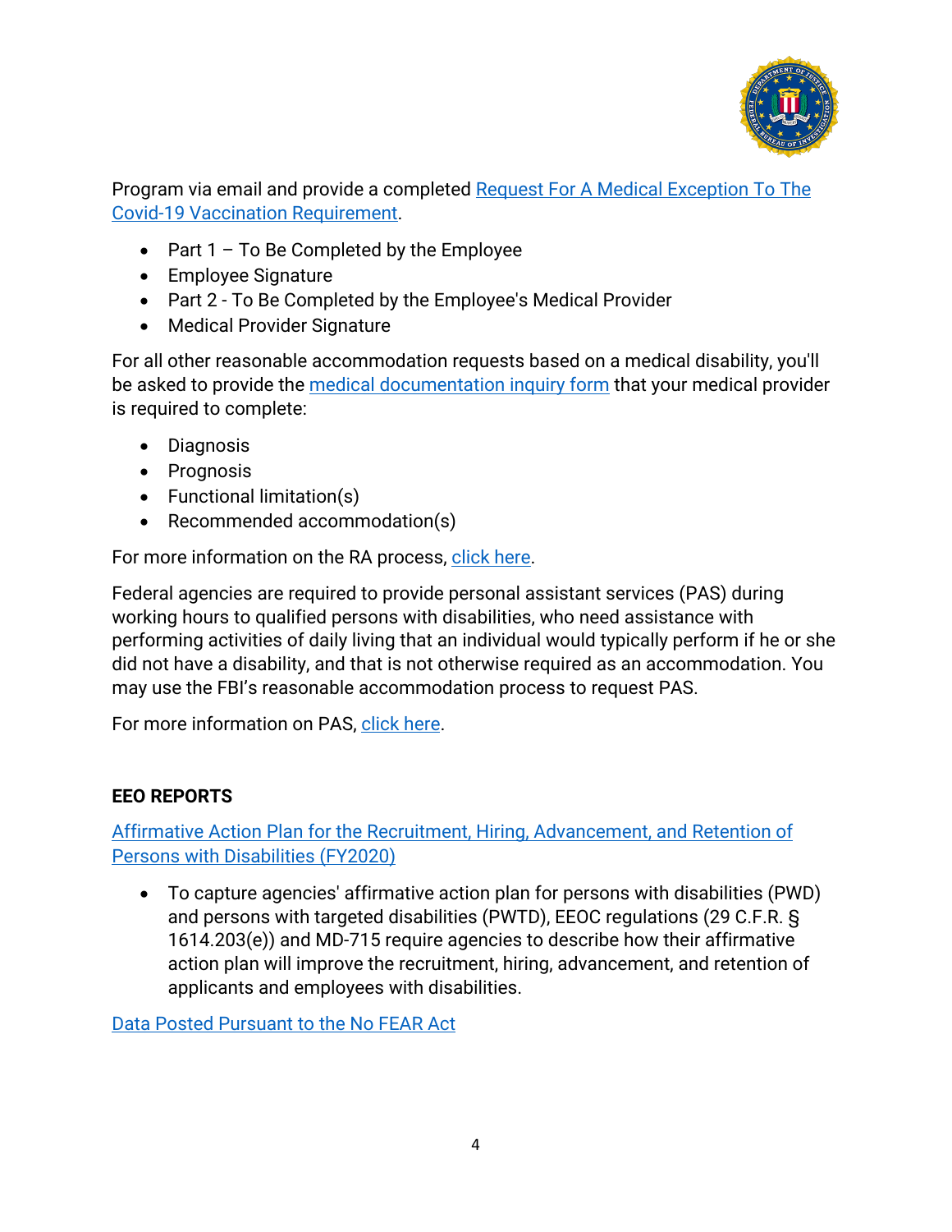Program via email and provide a completed Request For A Medical Exception To The Covid-19 Vaccination Requirement.

- Part 1 – To Be Completed by the Employee
- Employee Signature
- Part 2 - To Be Completed by the Employee's Medical Provider
- Medical Provider Signature

For all other reasonable accommodation requests based on a medical disability, you'll be asked to provide the medical documentation inquiry form that your medical provider is required to complete:

- Diagnosis
- Prognosis
- Functional limitation(s)
- Recommended accommodation(s)

For more information on the RA process, click here.

Federal agencies are required to provide personal assistant services (PAS) during working hours to qualified persons with disabilities, who need assistance with performing activities of daily living that an individual would typically perform if he or she did not have a disability, and that is not otherwise required as an accommodation. You may use the FBI's reasonable accommodation process to request PAS.

For more information on PAS, click here.

**EEO REPORTS**

Affirmative Action Plan for the Recruitment, Hiring, Advancement, and Retention of Persons with Disabilities (FY2020)

- To capture agencies' affirmative action plan for persons with disabilities (PWD) and persons with targeted disabilities (PWTD), EEOC regulations (29 C.F.R. § 1614.203(e)) and MD-715 require agencies to describe how their affirmative action plan will improve the recruitment, hiring, advancement, and retention of applicants and employees with disabilities.

Data Posted Pursuant to the No FEAR Act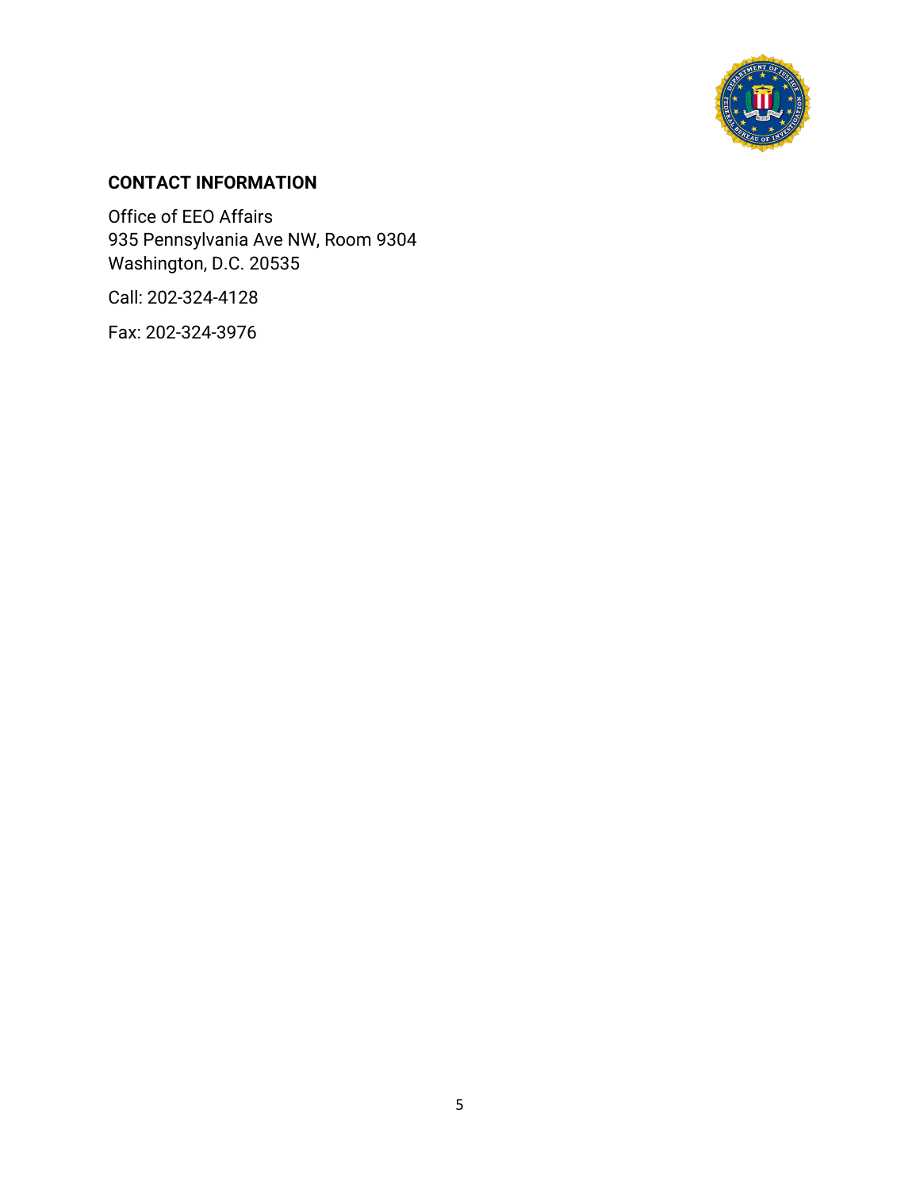## CONTACT INFORMATION

Office of EEO Affairs
935 Pennsylvania Ave NW, Room 9304
Washington, D.C. 20535

Call: 202-324-4128

Fax: 202-324-3976